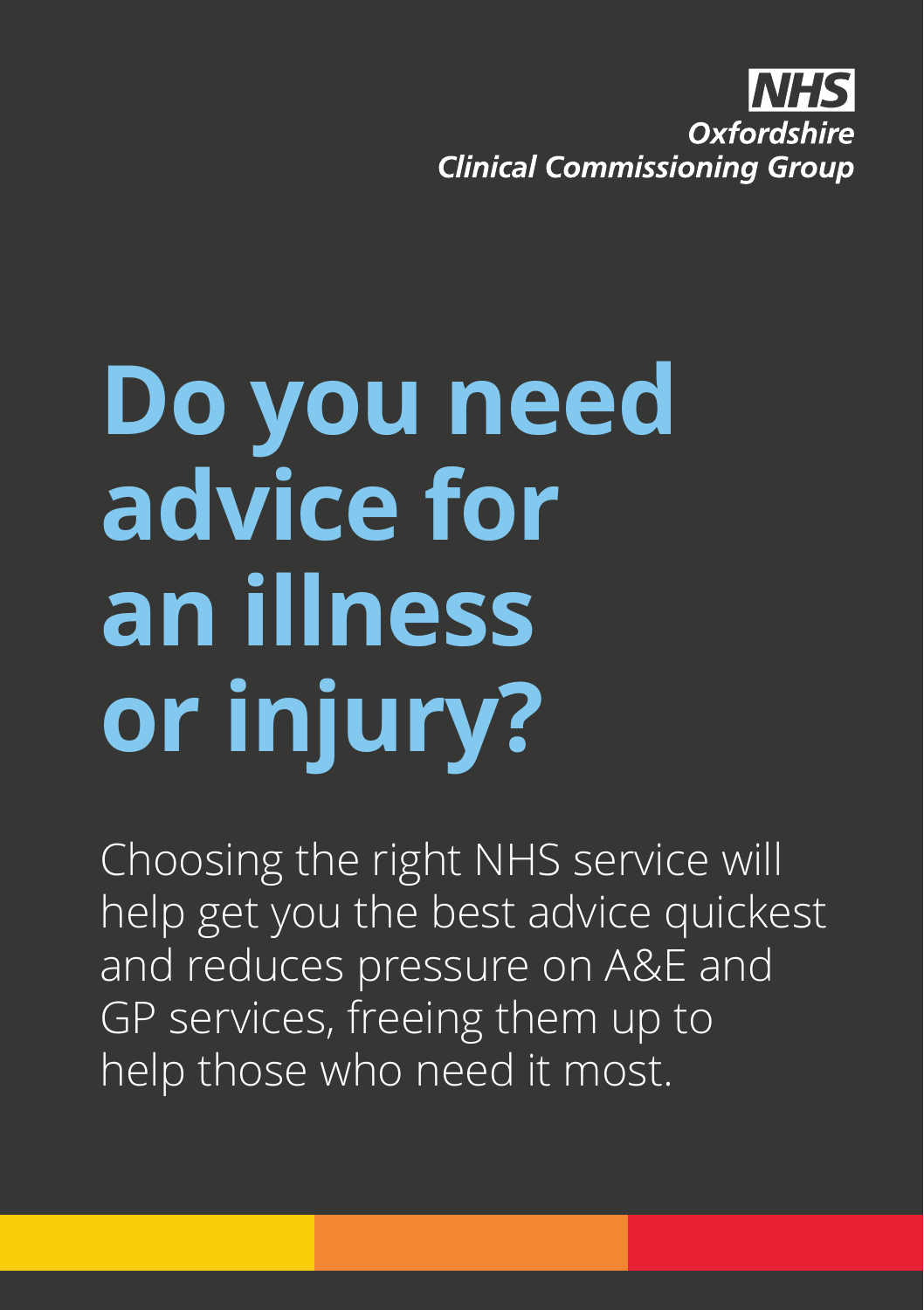NHS
Oxfordshire
Clinical Commissioning Group

# Do you need advice for an illness or injury?

Choosing the right NHS service will help get you the best advice quickest and reduces pressure on A&E and GP services, freeing them up to help those who need it most.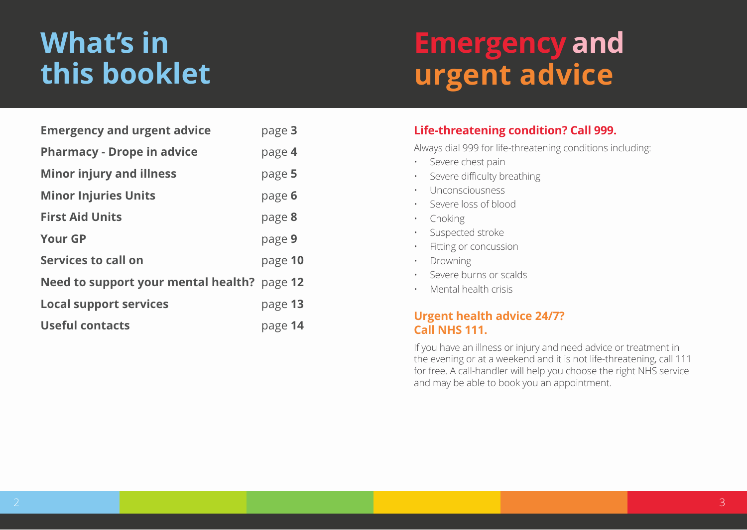# What's in this booklet

| | |
|---|---|
| **Emergency and urgent advice** | page **3** |
| **Pharmacy - Drope in advice** | page **4** |
| **Minor injury and illness** | page **5** |
| **Minor Injuries Units** | page **6** |
| **First Aid Units** | page **8** |
| **Your GP** | page **9** |
| **Services to call on** | page **10** |
| **Need to support your mental health?** | page **12** |
| **Local support services** | page **13** |
| **Useful contacts** | page **14** |

# Emergency and urgent advice

### Life-threatening condition? Call 999.

Always dial 999 for life-threatening conditions including:

- Severe chest pain
- Severe difficulty breathing
- Unconsciousness
- Severe loss of blood
- Choking
- Suspected stroke
- Fitting or concussion
- Drowning
- Severe burns or scalds
- Mental health crisis

### Urgent health advice 24/7? Call NHS 111.

If you have an illness or injury and need advice or treatment in the evening or at a weekend and it is not life-threatening, call 111 for free. A call-handler will help you choose the right NHS service and may be able to book you an appointment.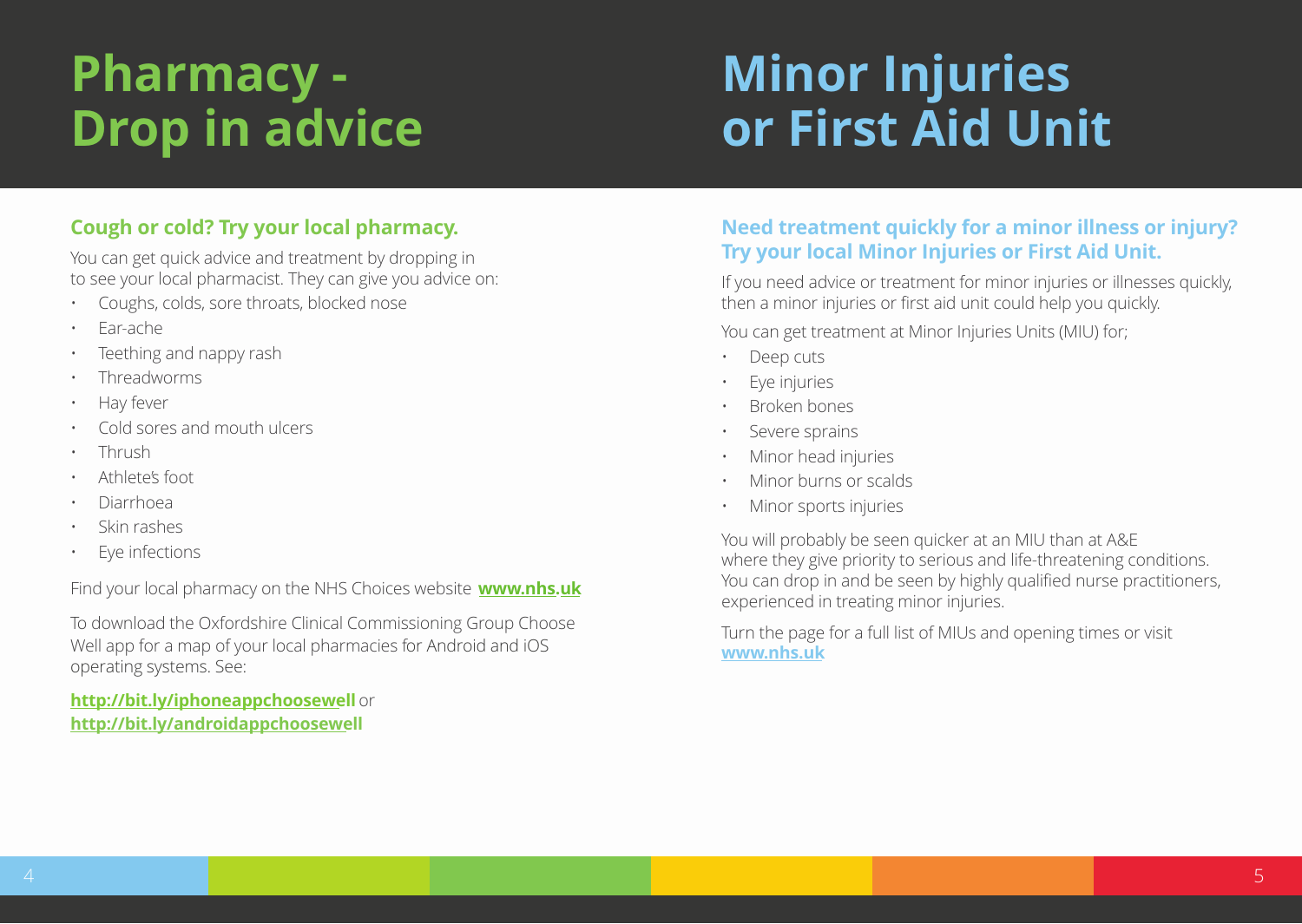# Pharmacy - Drop in advice

### Cough or cold? Try your local pharmacy.

You can get quick advice and treatment by dropping in to see your local pharmacist. They can give you advice on:

- Coughs, colds, sore throats, blocked nose
- Ear-ache
- Teething and nappy rash
- Threadworms
- Hay fever
- Cold sores and mouth ulcers
- Thrush
- Athlete's foot
- Diarrhoea
- Skin rashes
- Eye infections

Find your local pharmacy on the NHS Choices website **www.nhs.uk**

To download the Oxfordshire Clinical Commissioning Group Choose Well app for a map of your local pharmacies for Android and iOS operating systems. See:

**http://bit.ly/iphoneappchoosewell** or
**http://bit.ly/androidappchoosewell**

# Minor Injuries or First Aid Unit

### Need treatment quickly for a minor illness or injury? Try your local Minor Injuries or First Aid Unit.

If you need advice or treatment for minor injuries or illnesses quickly, then a minor injuries or first aid unit could help you quickly.

You can get treatment at Minor Injuries Units (MIU) for;

- Deep cuts
- Eye injuries
- Broken bones
- Severe sprains
- Minor head injuries
- Minor burns or scalds
- Minor sports injuries

You will probably be seen quicker at an MIU than at A&E where they give priority to serious and life-threatening conditions. You can drop in and be seen by highly qualified nurse practitioners, experienced in treating minor injuries.

Turn the page for a full list of MIUs and opening times or visit **www.nhs.uk**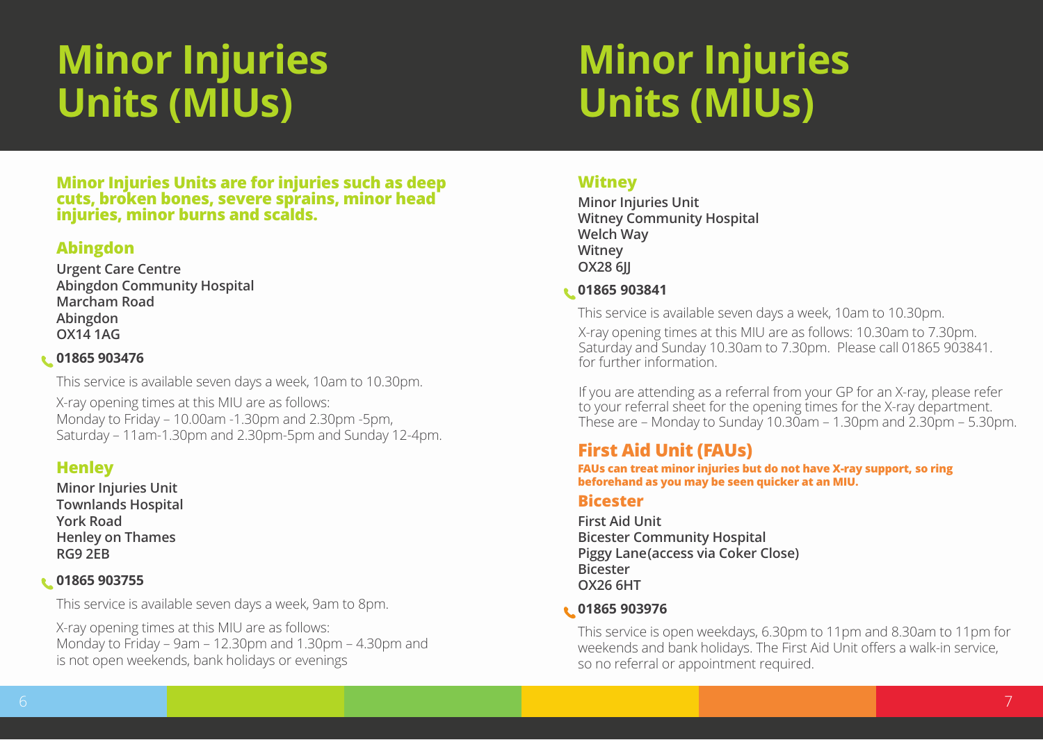# Minor Injuries Units (MIUs)

**Minor Injuries Units are for injuries such as deep cuts, broken bones, severe sprains, minor head injuries, minor burns and scalds.**

## Abingdon

**Urgent Care Centre**
**Abingdon Community Hospital**
**Marcham Road**
**Abingdon**
**OX14 1AG**

**01865 903476**

This service is available seven days a week, 10am to 10.30pm.

X-ray opening times at this MIU are as follows:
Monday to Friday – 10.00am -1.30pm and 2.30pm -5pm,
Saturday – 11am-1.30pm and 2.30pm-5pm and Sunday 12-4pm.

## Henley

**Minor Injuries Unit**
**Townlands Hospital**
**York Road**
**Henley on Thames**
**RG9 2EB**

**01865 903755**

This service is available seven days a week, 9am to 8pm.

X-ray opening times at this MIU are as follows:
Monday to Friday – 9am – 12.30pm and 1.30pm – 4.30pm and is not open weekends, bank holidays or evenings

# Minor Injuries Units (MIUs)

## Witney

**Minor Injuries Unit**
**Witney Community Hospital**
**Welch Way**
**Witney**
**OX28 6JJ**

**01865 903841**

This service is available seven days a week, 10am to 10.30pm.

X-ray opening times at this MIU are as follows: 10.30am to 7.30pm. Saturday and Sunday 10.30am to 7.30pm. Please call 01865 903841. for further information.

If you are attending as a referral from your GP for an X-ray, please refer to your referral sheet for the opening times for the X-ray department. These are – Monday to Sunday 10.30am – 1.30pm and 2.30pm – 5.30pm.

## First Aid Unit (FAUs)

**FAUs can treat minor injuries but do not have X-ray support, so ring beforehand as you may be seen quicker at an MIU.**

## Bicester

**First Aid Unit**
**Bicester Community Hospital**
**Piggy Lane(access via Coker Close)**
**Bicester**
**OX26 6HT**

**01865 903976**

This service is open weekdays, 6.30pm to 11pm and 8.30am to 11pm for weekends and bank holidays. The First Aid Unit offers a walk-in service, so no referral or appointment required.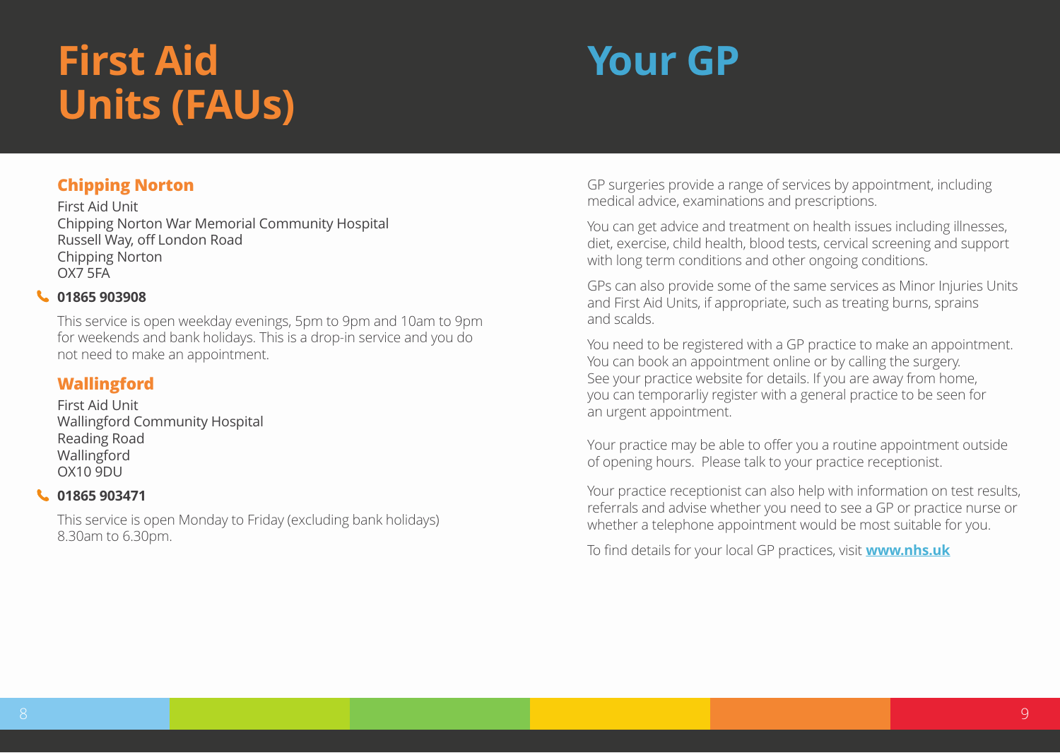# First Aid Units (FAUs)

## Chipping Norton

First Aid Unit
Chipping Norton War Memorial Community Hospital
Russell Way, off London Road
Chipping Norton
OX7 5FA

**01865 903908**

This service is open weekday evenings, 5pm to 9pm and 10am to 9pm for weekends and bank holidays. This is a drop-in service and you do not need to make an appointment.

## Wallingford

First Aid Unit
Wallingford Community Hospital
Reading Road
Wallingford
OX10 9DU

**01865 903471**

This service is open Monday to Friday (excluding bank holidays) 8.30am to 6.30pm.

# Your GP

GP surgeries provide a range of services by appointment, including medical advice, examinations and prescriptions.

You can get advice and treatment on health issues including illnesses, diet, exercise, child health, blood tests, cervical screening and support with long term conditions and other ongoing conditions.

GPs can also provide some of the same services as Minor Injuries Units and First Aid Units, if appropriate, such as treating burns, sprains and scalds.

You need to be registered with a GP practice to make an appointment. You can book an appointment online or by calling the surgery. See your practice website for details. If you are away from home, you can temporarliy register with a general practice to be seen for an urgent appointment.

Your practice may be able to offer you a routine appointment outside of opening hours. Please talk to your practice receptionist.

Your practice receptionist can also help with information on test results, referrals and advise whether you need to see a GP or practice nurse or whether a telephone appointment would be most suitable for you.

To find details for your local GP practices, visit **www.nhs.uk**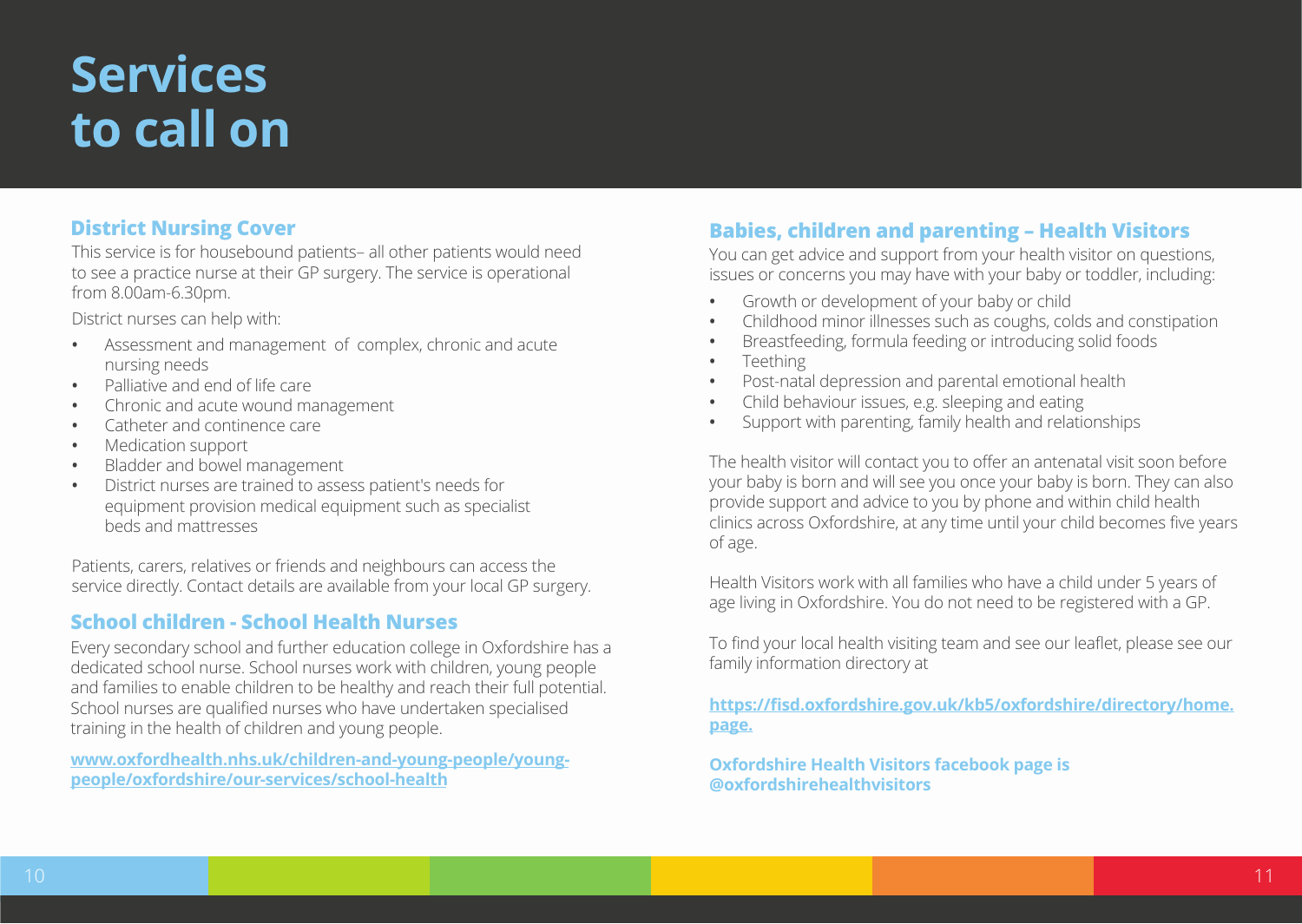# Services to call on

## District Nursing Cover

This service is for housebound patients– all other patients would need to see a practice nurse at their GP surgery. The service is operational from 8.00am-6.30pm.

District nurses can help with:

- Assessment and management of complex, chronic and acute nursing needs
- Palliative and end of life care
- Chronic and acute wound management
- Catheter and continence care
- Medication support
- Bladder and bowel management
- District nurses are trained to assess patient's needs for equipment provision medical equipment such as specialist beds and mattresses

Patients, carers, relatives or friends and neighbours can access the service directly. Contact details are available from your local GP surgery.

## School children - School Health Nurses

Every secondary school and further education college in Oxfordshire has a dedicated school nurse. School nurses work with children, young people and families to enable children to be healthy and reach their full potential. School nurses are qualified nurses who have undertaken specialised training in the health of children and young people.

**www.oxfordhealth.nhs.uk/children-and-young-people/young-people/oxfordshire/our-services/school-health**

## Babies, children and parenting – Health Visitors

You can get advice and support from your health visitor on questions, issues or concerns you may have with your baby or toddler, including:

- Growth or development of your baby or child
- Childhood minor illnesses such as coughs, colds and constipation
- Breastfeeding, formula feeding or introducing solid foods
- Teething
- Post-natal depression and parental emotional health
- Child behaviour issues, e.g. sleeping and eating
- Support with parenting, family health and relationships

The health visitor will contact you to offer an antenatal visit soon before your baby is born and will see you once your baby is born. They can also provide support and advice to you by phone and within child health clinics across Oxfordshire, at any time until your child becomes five years of age.

Health Visitors work with all families who have a child under 5 years of age living in Oxfordshire. You do not need to be registered with a GP.

To find your local health visiting team and see our leaflet, please see our family information directory at

**https://fisd.oxfordshire.gov.uk/kb5/oxfordshire/directory/home.page.**

**Oxfordshire Health Visitors facebook page is @oxfordshirehealthvisitors**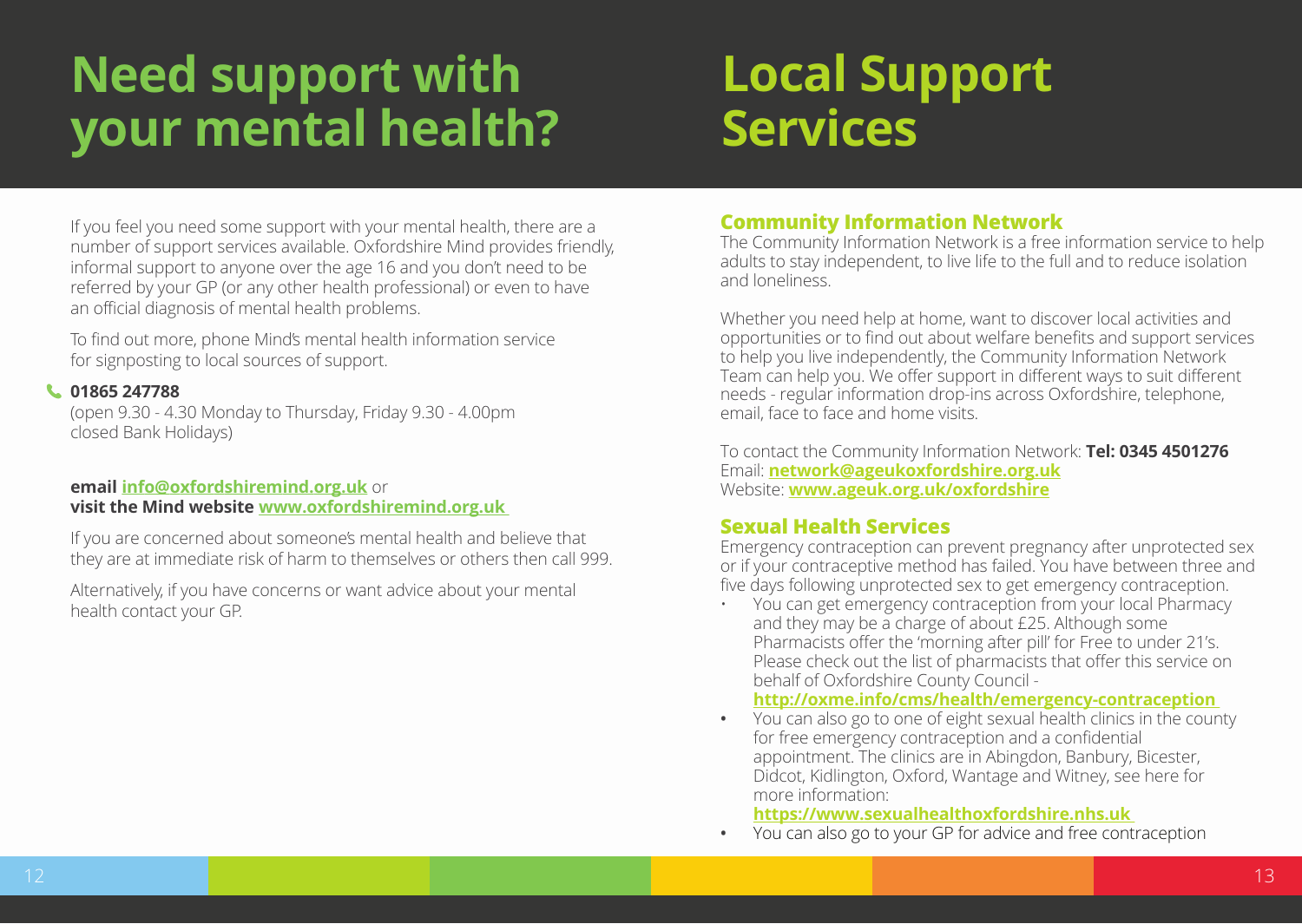# Need support with your mental health?

If you feel you need some support with your mental health, there are a number of support services available. Oxfordshire Mind provides friendly, informal support to anyone over the age 16 and you don't need to be referred by your GP (or any other health professional) or even to have an official diagnosis of mental health problems.

To find out more, phone Mind's mental health information service for signposting to local sources of support.

**01865 247788**
(open 9.30 - 4.30 Monday to Thursday, Friday 9.30 - 4.00pm closed Bank Holidays)

**email info@oxfordshiremind.org.uk** or
**visit the Mind website www.oxfordshiremind.org.uk**

If you are concerned about someone's mental health and believe that they are at immediate risk of harm to themselves or others then call 999.

Alternatively, if you have concerns or want advice about your mental health contact your GP.

# Local Support Services

## Community Information Network

The Community Information Network is a free information service to help adults to stay independent, to live life to the full and to reduce isolation and loneliness.

Whether you need help at home, want to discover local activities and opportunities or to find out about welfare benefits and support services to help you live independently, the Community Information Network Team can help you. We offer support in different ways to suit different needs - regular information drop-ins across Oxfordshire, telephone, email, face to face and home visits.

To contact the Community Information Network: **Tel: 0345 4501276**
Email: **network@ageukoxfordshire.org.uk**
Website: **www.ageuk.org.uk/oxfordshire**

## Sexual Health Services

Emergency contraception can prevent pregnancy after unprotected sex or if your contraceptive method has failed. You have between three and five days following unprotected sex to get emergency contraception.

- You can get emergency contraception from your local Pharmacy and they may be a charge of about £25. Although some Pharmacists offer the 'morning after pill' for Free to under 21's. Please check out the list of pharmacists that offer this service on behalf of Oxfordshire County Council - **http://oxme.info/cms/health/emergency-contraception**
- You can also go to one of eight sexual health clinics in the county for free emergency contraception and a confidential appointment. The clinics are in Abingdon, Banbury, Bicester, Didcot, Kidlington, Oxford, Wantage and Witney, see here for more information: **https://www.sexualhealthoxfordshire.nhs.uk**
- You can also go to your GP for advice and free contraception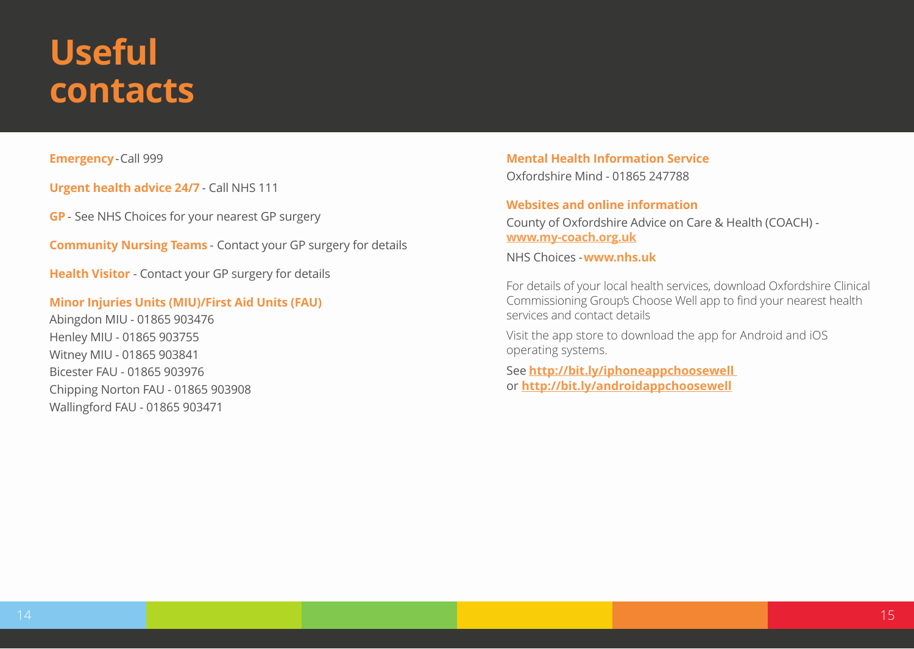# Useful contacts

**Emergency** - Call 999

**Urgent health advice 24/7** - Call NHS 111

**GP** - See NHS Choices for your nearest GP surgery

**Community Nursing Teams** - Contact your GP surgery for details

**Health Visitor** - Contact your GP surgery for details

**Minor Injuries Units (MIU)/First Aid Units (FAU)**

Abingdon MIU - 01865 903476
Henley MIU - 01865 903755
Witney MIU - 01865 903841
Bicester FAU - 01865 903976
Chipping Norton FAU - 01865 903908
Wallingford FAU - 01865 903471

**Mental Health Information Service**

Oxfordshire Mind - 01865 247788

**Websites and online information**

County of Oxfordshire Advice on Care & Health (COACH) - **www.my-coach.org.uk**

NHS Choices - **www.nhs.uk**

For details of your local health services, download Oxfordshire Clinical Commissioning Group's Choose Well app to find your nearest health services and contact details

Visit the app store to download the app for Android and iOS operating systems.

See **http://bit.ly/iphoneappchoosewell**
or **http://bit.ly/androidappchoosewell**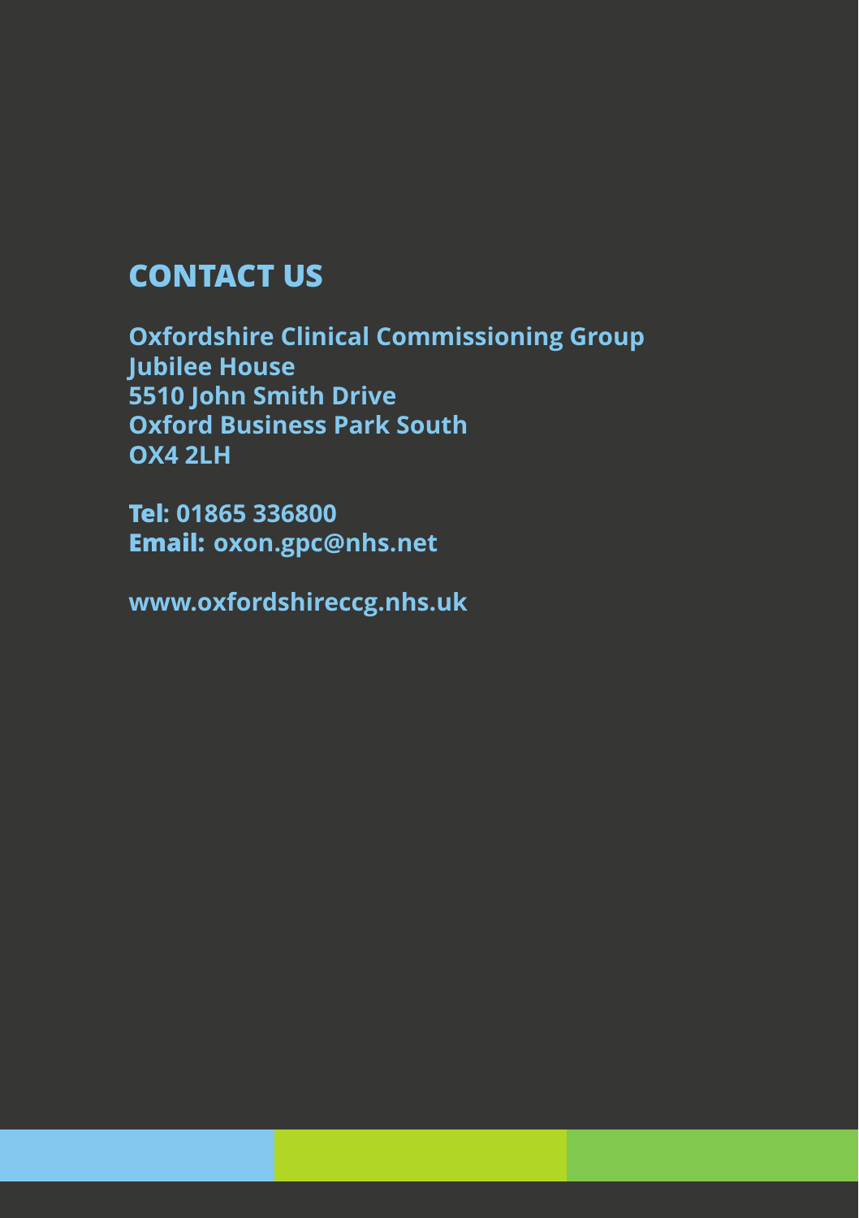## CONTACT US

**Oxfordshire Clinical Commissioning Group**
**Jubilee House**
**5510 John Smith Drive**
**Oxford Business Park South**
**OX4 2LH**

**Tel: 01865 336800**
**Email: oxon.gpc@nhs.net**

**www.oxfordshireccg.nhs.uk**